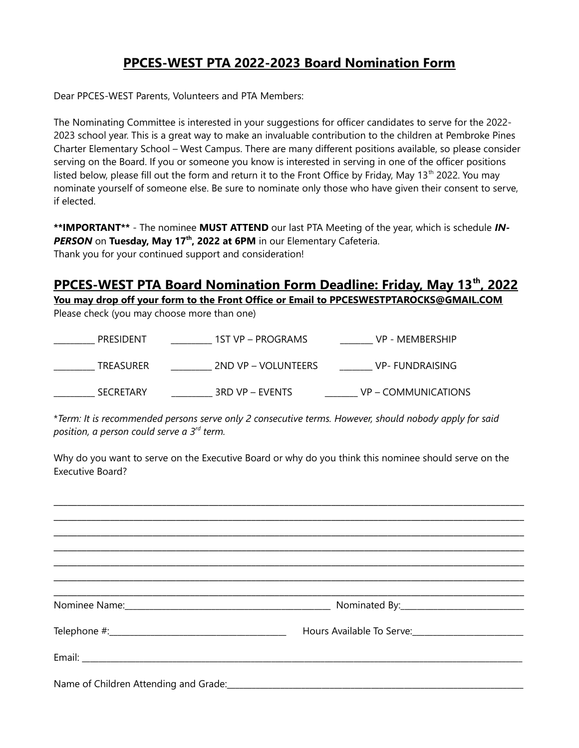# PPCES-WEST PTA 2022-2023 Board Nomination Form

Dear PPCES-WEST Parents, Volunteers and PTA Members:

The Nominating Committee is interested in your suggestions for officer candidates to serve for the 2022-2023 school year. This is a great way to make an invaluable contribution to the children at Pembroke Pines Charter Elementary School – West Campus. There are many different positions available, so please consider serving on the Board. If you or someone you know is interested in serving in one of the officer positions listed below, please fill out the form and return it to the Front Office by Friday, May 13th 2022. You may nominate yourself of someone else. Be sure to nominate only those who have given their consent to serve, if elected.

**IMPORTANT** - The nominee **MUST ATTEND** our last PTA Meeting of the year, which is schedule ***IN-PERSON*** on **Tuesday, May 17th, 2022 at 6PM** in our Elementary Cafeteria.
Thank you for your continued support and consideration!

## PPCES-WEST PTA Board Nomination Form Deadline: Friday, May 13th, 2022

**You may drop off your form to the Front Office or Email to PPCESWESTPTAROCKS@GMAIL.COM**

Please check (you may choose more than one)

_________ PRESIDENT _________ 1ST VP – PROGRAMS _______ VP - MEMBERSHIP

_________ TREASURER _________ 2ND VP – VOLUNTEERS _______ VP- FUNDRAISING

_________ SECRETARY _________ 3RD VP – EVENTS _______ VP – COMMUNICATIONS

*Term: It is recommended persons serve only 2 consecutive terms. However, should nobody apply for said position, a person could serve a 3rd term.*

Why do you want to serve on the Executive Board or why do you think this nominee should serve on the Executive Board?

______________________________________________________________________________________

______________________________________________________________________________________

______________________________________________________________________________________

______________________________________________________________________________________

______________________________________________________________________________________

______________________________________________________________________________________

______________________________________________________________________________________

Nominee Name:_____________________________________________ Nominated By:___________________________

Telephone #:_______________________________________ Hours Available To Serve:________________________

Email: ____________________________________________________________________________________________

Name of Children Attending and Grade:___________________________________________________________________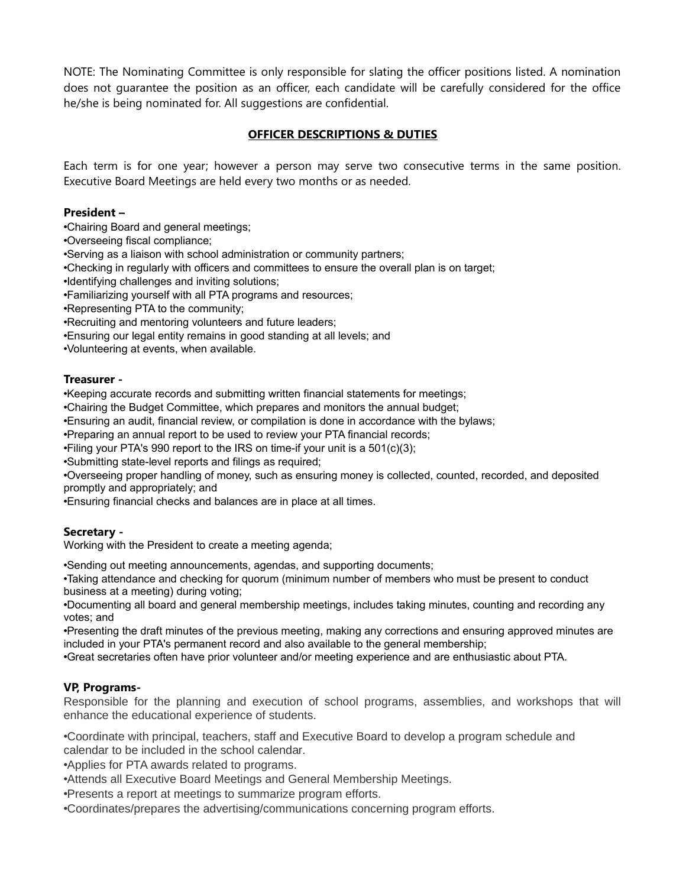NOTE: The Nominating Committee is only responsible for slating the officer positions listed. A nomination does not guarantee the position as an officer, each candidate will be carefully considered for the office he/she is being nominated for. All suggestions are confidential.

## OFFICER DESCRIPTIONS & DUTIES

Each term is for one year; however a person may serve two consecutive terms in the same position. Executive Board Meetings are held every two months or as needed.

**President –**

•Chairing Board and general meetings;
•Overseeing fiscal compliance;
•Serving as a liaison with school administration or community partners;
•Checking in regularly with officers and committees to ensure the overall plan is on target;
•Identifying challenges and inviting solutions;
•Familiarizing yourself with all PTA programs and resources;
•Representing PTA to the community;
•Recruiting and mentoring volunteers and future leaders;
•Ensuring our legal entity remains in good standing at all levels; and
•Volunteering at events, when available.

**Treasurer -**

•Keeping accurate records and submitting written financial statements for meetings;
•Chairing the Budget Committee, which prepares and monitors the annual budget;
•Ensuring an audit, financial review, or compilation is done in accordance with the bylaws;
•Preparing an annual report to be used to review your PTA financial records;
•Filing your PTA's 990 report to the IRS on time-if your unit is a 501(c)(3);
•Submitting state-level reports and filings as required;
•Overseeing proper handling of money, such as ensuring money is collected, counted, recorded, and deposited promptly and appropriately; and
•Ensuring financial checks and balances are in place at all times.

**Secretary -**

Working with the President to create a meeting agenda;

•Sending out meeting announcements, agendas, and supporting documents;
•Taking attendance and checking for quorum (minimum number of members who must be present to conduct business at a meeting) during voting;
•Documenting all board and general membership meetings, includes taking minutes, counting and recording any votes; and
•Presenting the draft minutes of the previous meeting, making any corrections and ensuring approved minutes are included in your PTA's permanent record and also available to the general membership;
•Great secretaries often have prior volunteer and/or meeting experience and are enthusiastic about PTA.

**VP, Programs-**

Responsible for the planning and execution of school programs, assemblies, and workshops that will enhance the educational experience of students.

•Coordinate with principal, teachers, staff and Executive Board to develop a program schedule and calendar to be included in the school calendar.
•Applies for PTA awards related to programs.
•Attends all Executive Board Meetings and General Membership Meetings.
•Presents a report at meetings to summarize program efforts.
•Coordinates/prepares the advertising/communications concerning program efforts.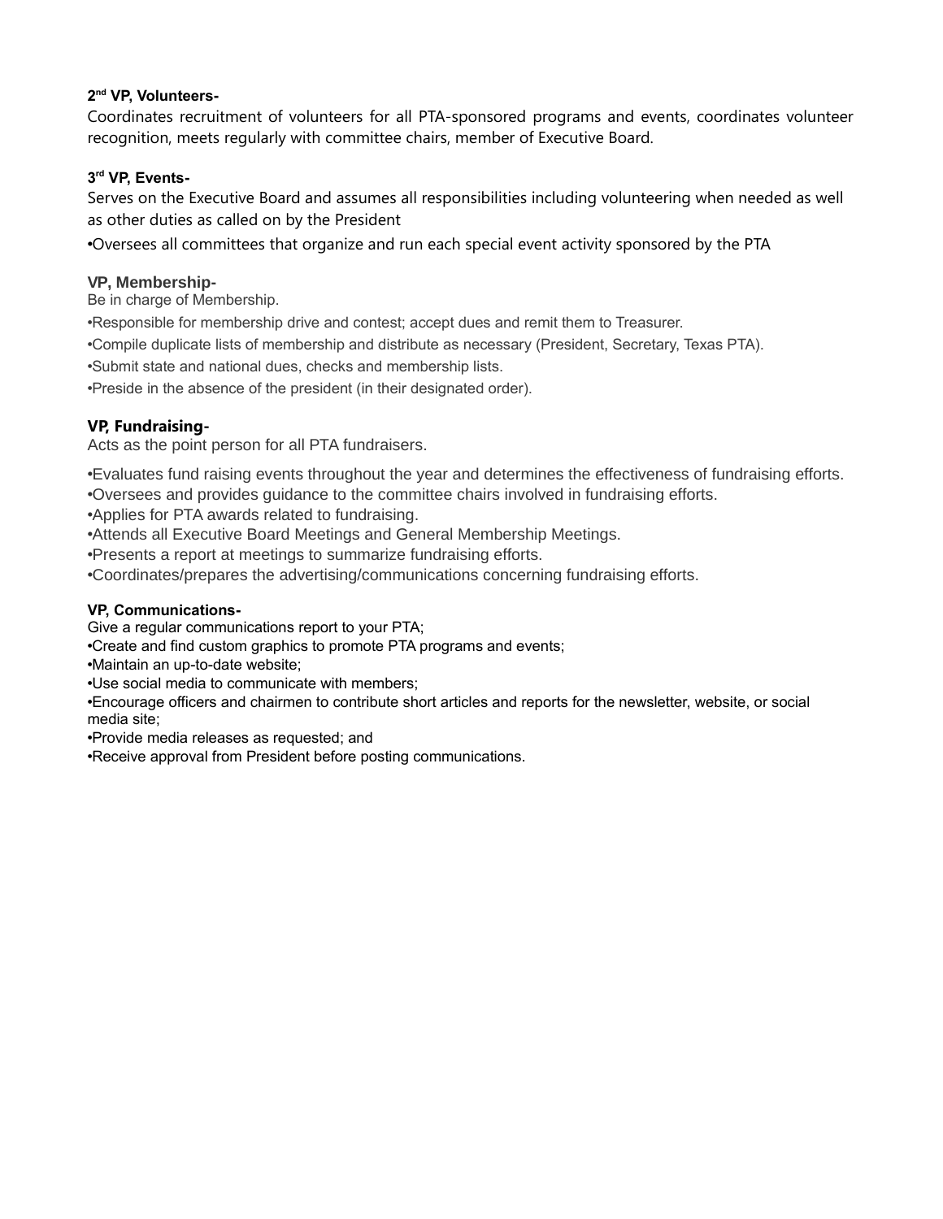**2nd VP, Volunteers-**

Coordinates recruitment of volunteers for all PTA-sponsored programs and events, coordinates volunteer recognition, meets regularly with committee chairs, member of Executive Board.

**3rd VP, Events-**

Serves on the Executive Board and assumes all responsibilities including volunteering when needed as well as other duties as called on by the President

•Oversees all committees that organize and run each special event activity sponsored by the PTA

**VP, Membership-**

Be in charge of Membership.

•Responsible for membership drive and contest; accept dues and remit them to Treasurer.

•Compile duplicate lists of membership and distribute as necessary (President, Secretary, Texas PTA).

•Submit state and national dues, checks and membership lists.

•Preside in the absence of the president (in their designated order).

**VP, Fundraising-**

Acts as the point person for all PTA fundraisers.

•Evaluates fund raising events throughout the year and determines the effectiveness of fundraising efforts.
•Oversees and provides guidance to the committee chairs involved in fundraising efforts.
•Applies for PTA awards related to fundraising.
•Attends all Executive Board Meetings and General Membership Meetings.
•Presents a report at meetings to summarize fundraising efforts.
•Coordinates/prepares the advertising/communications concerning fundraising efforts.

**VP, Communications-**

Give a regular communications report to your PTA;
•Create and find custom graphics to promote PTA programs and events;
•Maintain an up-to-date website;
•Use social media to communicate with members;
•Encourage officers and chairmen to contribute short articles and reports for the newsletter, website, or social media site;
•Provide media releases as requested; and
•Receive approval from President before posting communications.